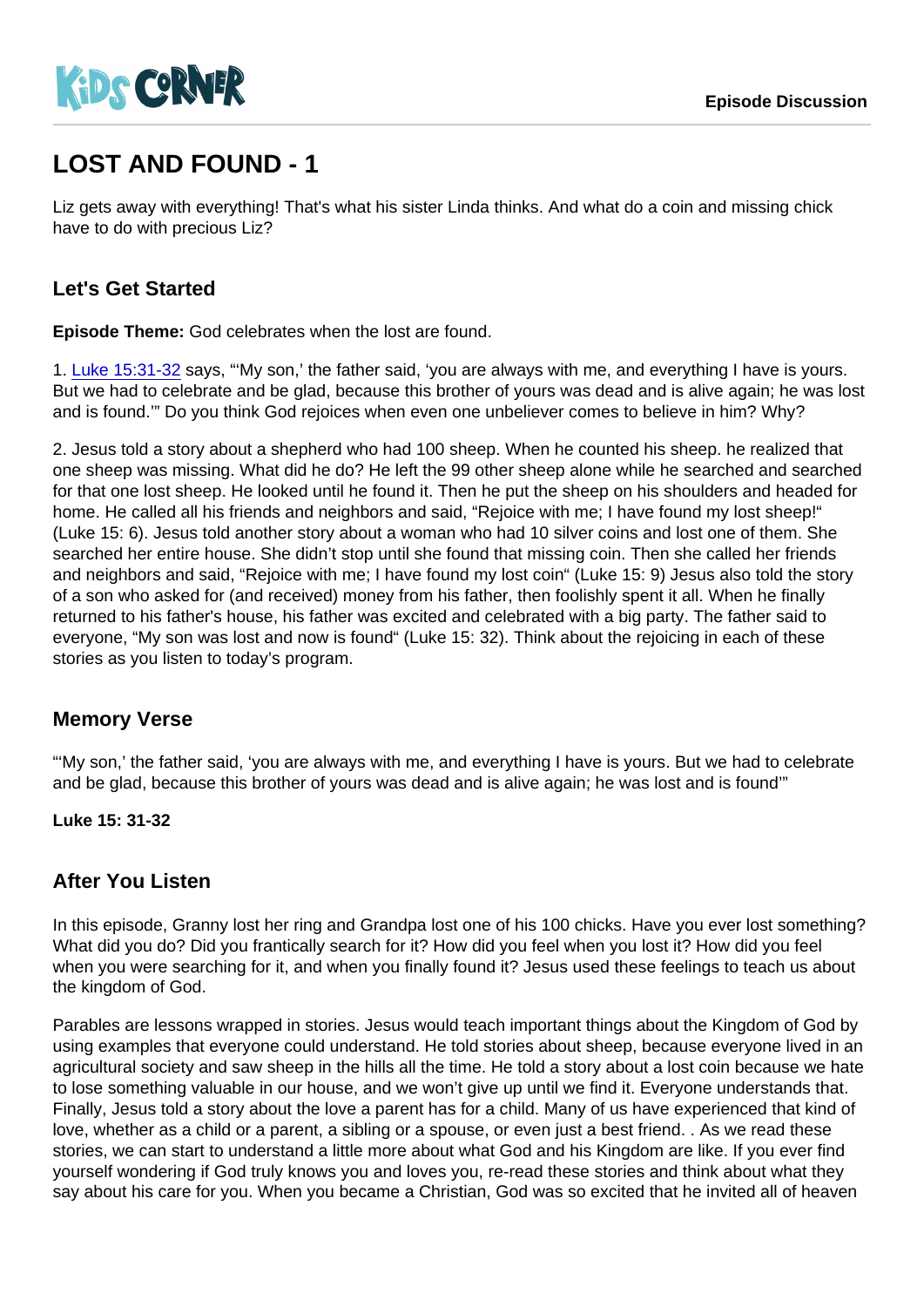# LOST AND FOUND - 1

Liz gets away with everything! That's what his sister Linda thinks. And what do a coin and missing chick have to do with precious Liz?

## Let's Get Started

**Episode Theme:** God celebrates when the lost are found.

1. [Luke 15:31-32] says, "'My son,' the father said, 'you are always with me, and everything I have is yours. But we had to celebrate and be glad, because this brother of yours was dead and is alive again; he was lost and is found.'" Do you think God rejoices when even one unbeliever comes to believe in him? Why?

2. Jesus told a story about a shepherd who had 100 sheep. When he counted his sheep. he realized that one sheep was missing. What did he do? He left the 99 other sheep alone while he searched and searched for that one lost sheep. He looked until he found it. Then he put the sheep on his shoulders and headed for home. He called all his friends and neighbors and said, "Rejoice with me; I have found my lost sheep!" (Luke 15: 6). Jesus told another story about a woman who had 10 silver coins and lost one of them. She searched her entire house. She didn't stop until she found that missing coin. Then she called her friends and neighbors and said, "Rejoice with me; I have found my lost coin" (Luke 15: 9) Jesus also told the story of a son who asked for (and received) money from his father, then foolishly spent it all. When he finally returned to his father's house, his father was excited and celebrated with a big party. The father said to everyone, "My son was lost and now is found" (Luke 15: 32). Think about the rejoicing in each of these stories as you listen to today's program.

## Memory Verse

"'My son,' the father said, 'you are always with me, and everything I have is yours. But we had to celebrate and be glad, because this brother of yours was dead and is alive again; he was lost and is found'"

**Luke 15: 31-32**

## After You Listen

In this episode, Granny lost her ring and Grandpa lost one of his 100 chicks. Have you ever lost something? What did you do? Did you frantically search for it? How did you feel when you lost it? How did you feel when you were searching for it, and when you finally found it? Jesus used these feelings to teach us about the kingdom of God.

Parables are lessons wrapped in stories. Jesus would teach important things about the Kingdom of God by using examples that everyone could understand. He told stories about sheep, because everyone lived in an agricultural society and saw sheep in the hills all the time. He told a story about a lost coin because we hate to lose something valuable in our house, and we won't give up until we find it. Everyone understands that. Finally, Jesus told a story about the love a parent has for a child. Many of us have experienced that kind of love, whether as a child or a parent, a sibling or a spouse, or even just a best friend. . As we read these stories, we can start to understand a little more about what God and his Kingdom are like. If you ever find yourself wondering if God truly knows you and loves you, re-read these stories and think about what they say about his care for you. When you became a Christian, God was so excited that he invited all of heaven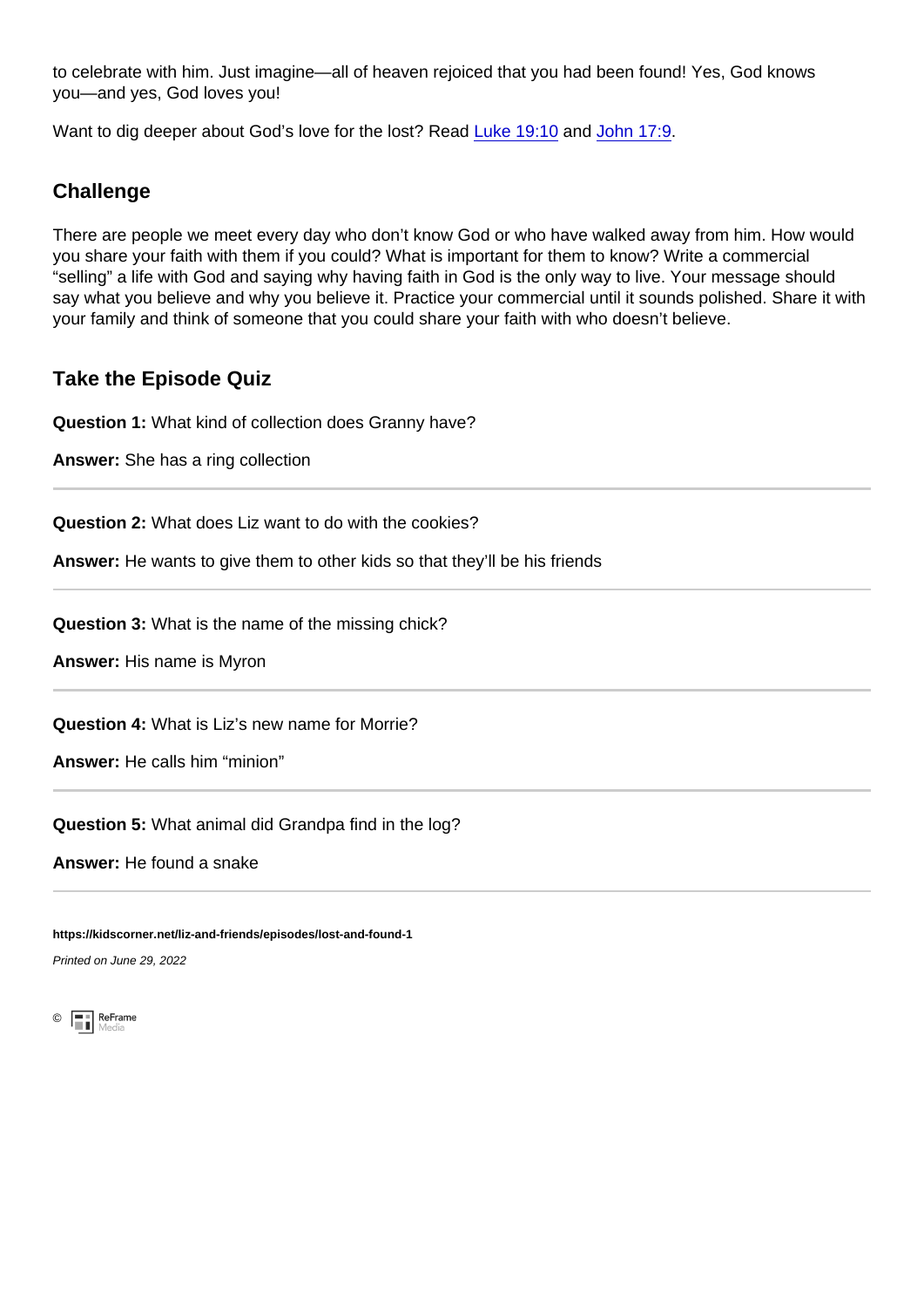to celebrate with him. Just imagine—all of heaven rejoiced that you had been found! Yes, God knows you—and yes, God loves you!

Want to dig deeper about God's love for the lost? Read Luke 19:10 and John 17:9.

## Challenge

There are people we meet every day who don't know God or who have walked away from him. How would you share your faith with them if you could? What is important for them to know? Write a commercial "selling" a life with God and saying why having faith in God is the only way to live. Your message should say what you believe and why you believe it. Practice your commercial until it sounds polished. Share it with your family and think of someone that you could share your faith with who doesn't believe.

## Take the Episode Quiz

**Question 1:** What kind of collection does Granny have?

**Answer:** She has a ring collection

---

**Question 2:** What does Liz want to do with the cookies?

**Answer:** He wants to give them to other kids so that they'll be his friends

---

**Question 3:** What is the name of the missing chick?

**Answer:** His name is Myron

---

**Question 4:** What is Liz's new name for Morrie?

**Answer:** He calls him "minion"

---

**Question 5:** What animal did Grandpa find in the log?

**Answer:** He found a snake

---

https://kidscorner.net/liz-and-friends/episodes/lost-and-found-1

*Printed on June 29, 2022*

© ReFrame Media